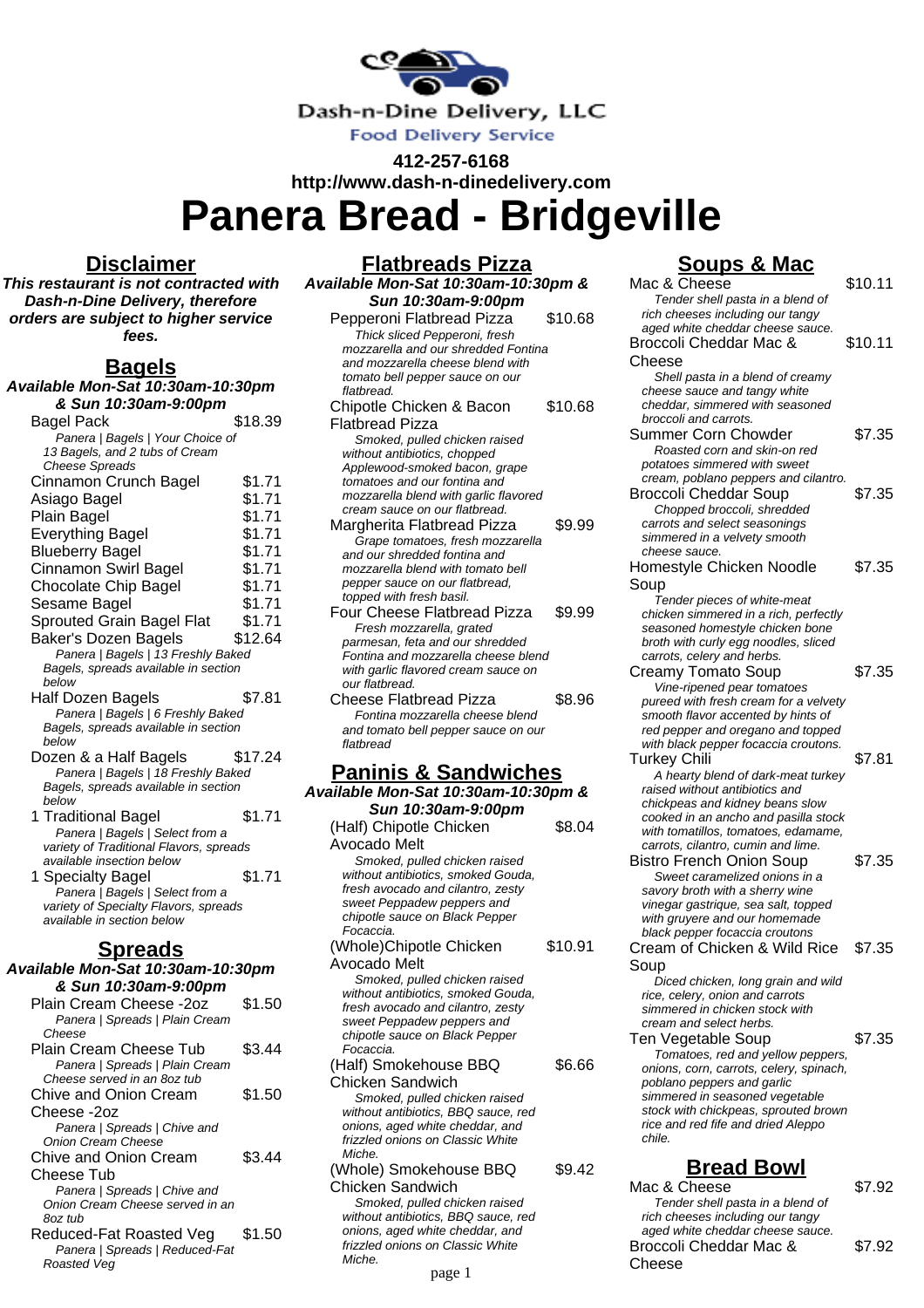Dash-n-Dine Delivery, LLC

Food Delivery Service

**412-257-6168**

**http://www.dash-n-dinedelivery.com**

# Panera Bread - Bridgeville

## Disclaimer

***This restaurant is not contracted with Dash-n-Dine Delivery, therefore orders are subject to higher service fees.***

## Bagels

***Available Mon-Sat 10:30am-10:30pm & Sun 10:30am-9:00pm***

Bagel Pack $18.39
*Panera | Bagels | Your Choice of 13 Bagels, and 2 tubs of Cream Cheese Spreads*

Cinnamon Crunch Bagel $1.71

Asiago Bagel $1.71

Plain Bagel $1.71

Everything Bagel $1.71

Blueberry Bagel $1.71

Cinnamon Swirl Bagel $1.71

Chocolate Chip Bagel $1.71

Sesame Bagel $1.71

Sprouted Grain Bagel Flat $1.71

Baker's Dozen Bagels $12.64
*Panera | Bagels | 13 Freshly Baked Bagels, spreads available in section below*

Half Dozen Bagels $7.81
*Panera | Bagels | 6 Freshly Baked Bagels, spreads available in section below*

Dozen & a Half Bagels $17.24
*Panera | Bagels | 18 Freshly Baked Bagels, spreads available in section below*

1 Traditional Bagel $1.71
*Panera | Bagels | Select from a variety of Traditional Flavors, spreads available insection below*

1 Specialty Bagel $1.71
*Panera | Bagels | Select from a variety of Specialty Flavors, spreads available in section below*

## Spreads

***Available Mon-Sat 10:30am-10:30pm & Sun 10:30am-9:00pm***

Plain Cream Cheese -2oz $1.50
*Panera | Spreads | Plain Cream Cheese*

Plain Cream Cheese Tub $3.44
*Panera | Spreads | Plain Cream Cheese served in an 8oz tub*

Chive and Onion Cream Cheese -2oz $1.50
*Panera | Spreads | Chive and Onion Cream Cheese*

Chive and Onion Cream Cheese Tub $3.44
*Panera | Spreads | Chive and Onion Cream Cheese served in an 8oz tub*

Reduced-Fat Roasted Veg $1.50
*Panera | Spreads | Reduced-Fat Roasted Veg*

## Flatbreads Pizza

***Available Mon-Sat 10:30am-10:30pm & Sun 10:30am-9:00pm***

Pepperoni Flatbread Pizza $10.68
*Thick sliced Pepperoni, fresh mozzarella and our shredded Fontina and mozzarella cheese blend with tomato bell pepper sauce on our flatbread.*

Chipotle Chicken & Bacon Flatbread Pizza $10.68
*Smoked, pulled chicken raised without antibiotics, chopped Applewood-smoked bacon, grape tomatoes and our fontina and mozzarella blend with garlic flavored cream sauce on our flatbread.*

Margherita Flatbread Pizza $9.99
*Grape tomatoes, fresh mozzarella and our shredded fontina and mozzarella blend with tomato bell pepper sauce on our flatbread, topped with fresh basil.*

Four Cheese Flatbread Pizza $9.99
*Fresh mozzarella, grated parmesan, feta and our shredded Fontina and mozzarella cheese blend with garlic flavored cream sauce on our flatbread.*

Cheese Flatbread Pizza $8.96
*Fontina mozzarella cheese blend and tomato bell pepper sauce on our flatbread*

## Paninis & Sandwiches

***Available Mon-Sat 10:30am-10:30pm & Sun 10:30am-9:00pm***

(Half) Chipotle Chicken Avocado Melt $8.04
*Smoked, pulled chicken raised without antibiotics, smoked Gouda, fresh avocado and cilantro, zesty sweet Peppadew peppers and chipotle sauce on Black Pepper Focaccia.*

(Whole)Chipotle Chicken Avocado Melt $10.91
*Smoked, pulled chicken raised without antibiotics, smoked Gouda, fresh avocado and cilantro, zesty sweet Peppadew peppers and chipotle sauce on Black Pepper Focaccia.*

(Half) Smokehouse BBQ Chicken Sandwich $6.66
*Smoked, pulled chicken raised without antibiotics, BBQ sauce, red onions, aged white cheddar, and frizzled onions on Classic White Miche.*

(Whole) Smokehouse BBQ Chicken Sandwich $9.42
*Smoked, pulled chicken raised without antibiotics, BBQ sauce, red onions, aged white cheddar, and frizzled onions on Classic White Miche.*

## Soups & Mac

Mac & Cheese $10.11
*Tender shell pasta in a blend of rich cheeses including our tangy aged white cheddar cheese sauce.*

Broccoli Cheddar Mac & Cheese $10.11
*Shell pasta in a blend of creamy cheese sauce and tangy white cheddar, simmered with seasoned broccoli and carrots.*

Summer Corn Chowder $7.35
*Roasted corn and skin-on red potatoes simmered with sweet cream, poblano peppers and cilantro.*

Broccoli Cheddar Soup $7.35
*Chopped broccoli, shredded carrots and select seasonings simmered in a velvety smooth cheese sauce.*

Homestyle Chicken Noodle Soup $7.35
*Tender pieces of white-meat chicken simmered in a rich, perfectly seasoned homestyle chicken bone broth with curly egg noodles, sliced carrots, celery and herbs.*

Creamy Tomato Soup $7.35
*Vine-ripened pear tomatoes pureed with fresh cream for a velvety smooth flavor accented by hints of red pepper and oregano and topped with black pepper focaccia croutons.*

Turkey Chili $7.81
*A hearty blend of dark-meat turkey raised without antibiotics and chickpeas and kidney beans slow cooked in an ancho and pasilla stock with tomatillos, tomatoes, edamame, carrots, cilantro, cumin and lime.*

Bistro French Onion Soup $7.35
*Sweet caramelized onions in a savory broth with a sherry wine vinegar gastrique, sea salt, topped with gruyere and our homemade black pepper focaccia croutons*

Cream of Chicken & Wild Rice Soup $7.35
*Diced chicken, long grain and wild rice, celery, onion and carrots simmered in chicken stock with cream and select herbs.*

Ten Vegetable Soup $7.35
*Tomatoes, red and yellow peppers, onions, corn, carrots, celery, spinach, poblano peppers and garlic simmered in seasoned vegetable stock with chickpeas, sprouted brown rice and red fife and dried Aleppo chile.*

## Bread Bowl

Mac & Cheese $7.92
*Tender shell pasta in a blend of rich cheeses including our tangy aged white cheddar cheese sauce.*

Broccoli Cheddar Mac & Cheese $7.92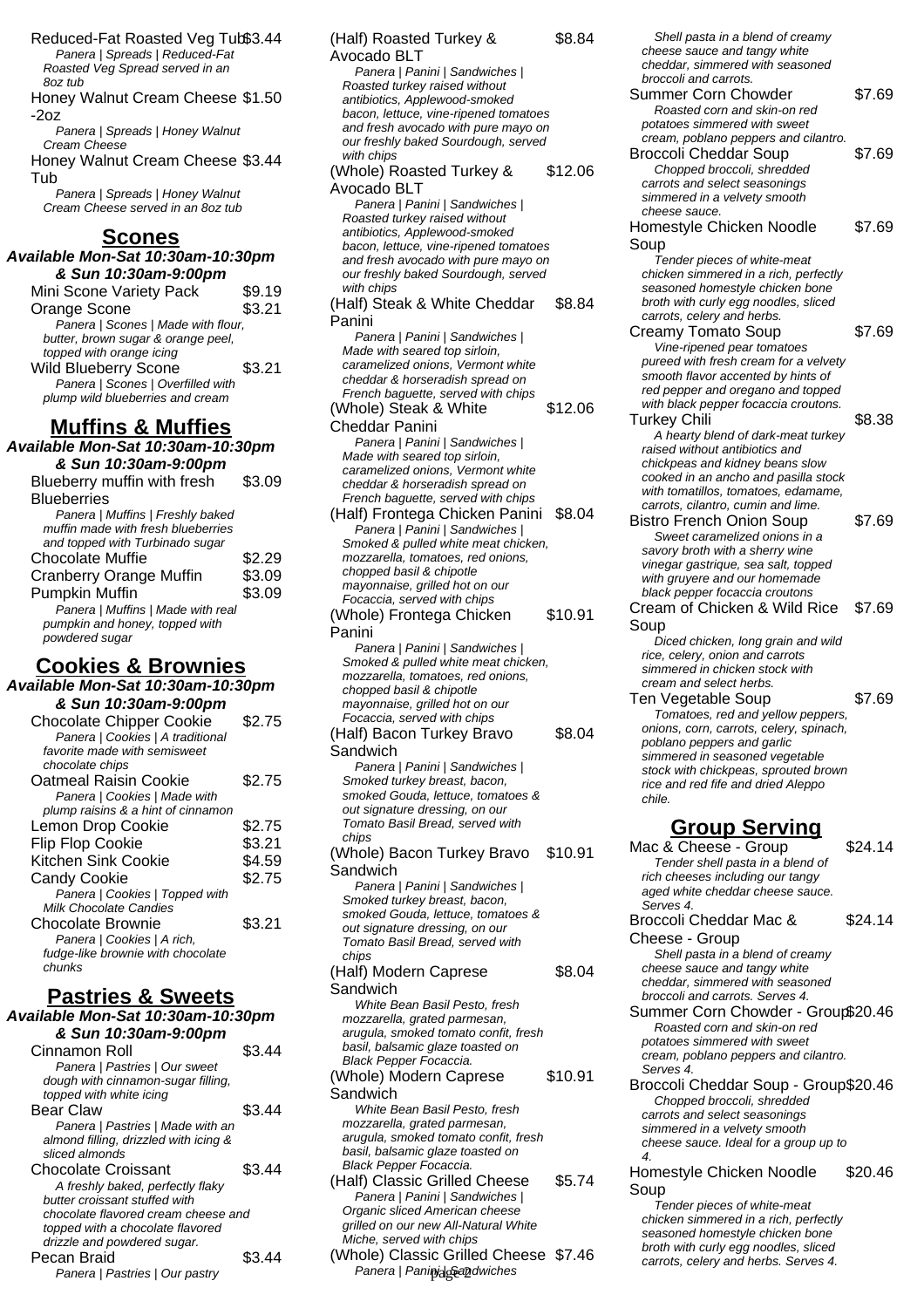Reduced-Fat Roasted Veg Tub $3.44
*Panera | Spreads | Reduced-Fat Roasted Veg Spread served in an 8oz tub*

Honey Walnut Cream Cheese -2oz $1.50
*Panera | Spreads | Honey Walnut Cream Cheese*

Honey Walnut Cream Cheese Tub $3.44
*Panera | Spreads | Honey Walnut Cream Cheese served in an 8oz tub*

## Scones

**Available Mon-Sat 10:30am-10:30pm & Sun 10:30am-9:00pm**

Mini Scone Variety Pack $9.19

Orange Scone $3.21
*Panera | Scones | Made with flour, butter, brown sugar & orange peel, topped with orange icing*

Wild Blueberry Scone $3.21
*Panera | Scones | Overfilled with plump wild blueberries and cream*

## Muffins & Muffies

**Available Mon-Sat 10:30am-10:30pm & Sun 10:30am-9:00pm**

Blueberry muffin with fresh Blueberries $3.09
*Panera | Muffins | Freshly baked muffin made with fresh blueberries and topped with Turbinado sugar*

Chocolate Muffie $2.29

Cranberry Orange Muffin $3.09

Pumpkin Muffin $3.09
*Panera | Muffins | Made with real pumpkin and honey, topped with powdered sugar*

## Cookies & Brownies

**Available Mon-Sat 10:30am-10:30pm & Sun 10:30am-9:00pm**

Chocolate Chipper Cookie $2.75
*Panera | Cookies | A traditional favorite made with semisweet chocolate chips*

Oatmeal Raisin Cookie $2.75
*Panera | Cookies | Made with plump raisins & a hint of cinnamon*

Lemon Drop Cookie $2.75

Flip Flop Cookie $3.21

Kitchen Sink Cookie $4.59

Candy Cookie $2.75
*Panera | Cookies | Topped with Milk Chocolate Candies*

Chocolate Brownie $3.21
*Panera | Cookies | A rich, fudge-like brownie with chocolate chunks*

## Pastries & Sweets

**Available Mon-Sat 10:30am-10:30pm & Sun 10:30am-9:00pm**

Cinnamon Roll $3.44
*Panera | Pastries | Our sweet dough with cinnamon-sugar filling, topped with white icing*

Bear Claw $3.44
*Panera | Pastries | Made with an almond filling, drizzled with icing & sliced almonds*

Chocolate Croissant $3.44
*A freshly baked, perfectly flaky butter croissant stuffed with chocolate flavored cream cheese and topped with a chocolate flavored drizzle and powdered sugar.*

Pecan Braid $3.44
*Panera | Pastries | Our pastry*

(Half) Roasted Turkey & Avocado BLT $8.84
*Panera | Panini | Sandwiches | Roasted turkey raised without antibiotics, Applewood-smoked bacon, lettuce, vine-ripened tomatoes and fresh avocado with pure mayo on our freshly baked Sourdough, served with chips*

(Whole) Roasted Turkey & Avocado BLT $12.06
*Panera | Panini | Sandwiches | Roasted turkey raised without antibiotics, Applewood-smoked bacon, lettuce, vine-ripened tomatoes and fresh avocado with pure mayo on our freshly baked Sourdough, served with chips*

(Half) Steak & White Cheddar Panini $8.84
*Panera | Panini | Sandwiches | Made with seared top sirloin, caramelized onions, Vermont white cheddar & horseradish spread on French baguette, served with chips*

(Whole) Steak & White Cheddar Panini $12.06
*Panera | Panini | Sandwiches | Made with seared top sirloin, caramelized onions, Vermont white cheddar & horseradish spread on French baguette, served with chips*

(Half) Frontega Chicken Panini $8.04
*Panera | Panini | Sandwiches | Smoked & pulled white meat chicken, mozzarella, tomatoes, red onions, chopped basil & chipotle mayonnaise, grilled hot on our Focaccia, served with chips*

(Whole) Frontega Chicken Panini $10.91
*Panera | Panini | Sandwiches | Smoked & pulled white meat chicken, mozzarella, tomatoes, red onions, chopped basil & chipotle mayonnaise, grilled hot on our Focaccia, served with chips*

(Half) Bacon Turkey Bravo Sandwich $8.04
*Panera | Panini | Sandwiches | Smoked turkey breast, bacon, smoked Gouda, lettuce, tomatoes & out signature dressing, on our Tomato Basil Bread, served with chips*

(Whole) Bacon Turkey Bravo Sandwich $10.91
*Panera | Panini | Sandwiches | Smoked turkey breast, bacon, smoked Gouda, lettuce, tomatoes & out signature dressing, on our Tomato Basil Bread, served with chips*

(Half) Modern Caprese Sandwich $8.04
*White Bean Basil Pesto, fresh mozzarella, grated parmesan, arugula, smoked tomato confit, fresh basil, balsamic glaze toasted on Black Pepper Focaccia.*

(Whole) Modern Caprese Sandwich $10.91
*White Bean Basil Pesto, fresh mozzarella, grated parmesan, arugula, smoked tomato confit, fresh basil, balsamic glaze toasted on Black Pepper Focaccia.*

(Half) Classic Grilled Cheese $5.74
*Panera | Panini | Sandwiches | Organic sliced American cheese grilled on our new All-Natural White Miche, served with chips*

(Whole) Classic Grilled Cheese $7.46
*Panera | Panini | Sandwiches*

*Shell pasta in a blend of creamy cheese sauce and tangy white cheddar, simmered with seasoned broccoli and carrots.*

Summer Corn Chowder $7.69
*Roasted corn and skin-on red potatoes simmered with sweet cream, poblano peppers and cilantro.*

Broccoli Cheddar Soup $7.69
*Chopped broccoli, shredded carrots and select seasonings simmered in a velvety smooth cheese sauce.*

Homestyle Chicken Noodle Soup $7.69
*Tender pieces of white-meat chicken simmered in a rich, perfectly seasoned homestyle chicken bone broth with curly egg noodles, sliced carrots, celery and herbs.*

Creamy Tomato Soup $7.69
*Vine-ripened pear tomatoes pureed with fresh cream for a velvety smooth flavor accented by hints of red pepper and oregano and topped with black pepper focaccia croutons.*

Turkey Chili $8.38
*A hearty blend of dark-meat turkey raised without antibiotics and chickpeas and kidney beans slow cooked in an ancho and pasilla stock with tomatillos, tomatoes, edamame, carrots, cilantro, cumin and lime.*

Bistro French Onion Soup $7.69
*Sweet caramelized onions in a savory broth with a sherry wine vinegar gastrique, sea salt, topped with gruyere and our homemade black pepper focaccia croutons*

Cream of Chicken & Wild Rice Soup $7.69
*Diced chicken, long grain and wild rice, celery, onion and carrots simmered in chicken stock with cream and select herbs.*

Ten Vegetable Soup $7.69
*Tomatoes, red and yellow peppers, onions, corn, carrots, celery, spinach, poblano peppers and garlic simmered in seasoned vegetable stock with chickpeas, sprouted brown rice and red fife and dried Aleppo chile.*

## Group Serving

Mac & Cheese - Group $24.14
*Tender shell pasta in a blend of rich cheeses including our tangy aged white cheddar cheese sauce. Serves 4.*

Broccoli Cheddar Mac & Cheese - Group $24.14
*Shell pasta in a blend of creamy cheese sauce and tangy white cheddar, simmered with seasoned broccoli and carrots. Serves 4.*

Summer Corn Chowder - Group $20.46
*Roasted corn and skin-on red potatoes simmered with sweet cream, poblano peppers and cilantro. Serves 4.*

Broccoli Cheddar Soup - Group $20.46
*Chopped broccoli, shredded carrots and select seasonings simmered in a velvety smooth cheese sauce. Ideal for a group up to 4.*

Homestyle Chicken Noodle Soup $20.46
*Tender pieces of white-meat chicken simmered in a rich, perfectly seasoned homestyle chicken bone broth with curly egg noodles, sliced carrots, celery and herbs. Serves 4.*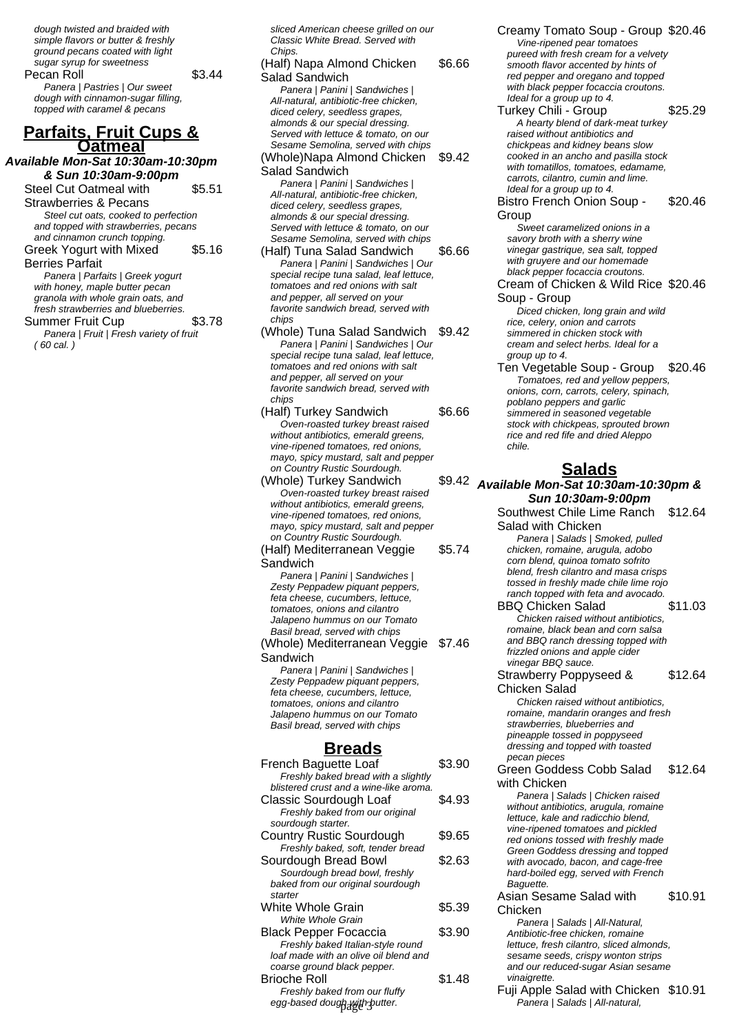*dough twisted and braided with simple flavors or butter & freshly ground pecans coated with light sugar syrup for sweetness*

Pecan Roll $3.44

*Panera | Pastries | Our sweet dough with cinnamon-sugar filling, topped with caramel & pecans*

## Parfaits, Fruit Cups & Oatmeal

**Available Mon-Sat 10:30am-10:30pm & Sun 10:30am-9:00pm**

Steel Cut Oatmeal with Strawberries & Pecans $5.51

*Steel cut oats, cooked to perfection and topped with strawberries, pecans and cinnamon crunch topping.*

Greek Yogurt with Mixed Berries Parfait $5.16

*Panera | Parfaits | Greek yogurt with honey, maple butter pecan granola with whole grain oats, and fresh strawberries and blueberries.*

Summer Fruit Cup $3.78

*Panera | Fruit | Fresh variety of fruit ( 60 cal. )*

*sliced American cheese grilled on our Classic White Bread. Served with Chips.*

(Half) Napa Almond Chicken Salad Sandwich $6.66

*Panera | Panini | Sandwiches | All-natural, antibiotic-free chicken, diced celery, seedless grapes, almonds & our special dressing. Served with lettuce & tomato, on our Sesame Semolina, served with chips*

(Whole)Napa Almond Chicken Salad Sandwich $9.42

*Panera | Panini | Sandwiches | All-natural, antibiotic-free chicken, diced celery, seedless grapes, almonds & our special dressing. Served with lettuce & tomato, on our Sesame Semolina, served with chips*

(Half) Tuna Salad Sandwich $6.66

*Panera | Panini | Sandwiches | Our special recipe tuna salad, leaf lettuce, tomatoes and red onions with salt and pepper, all served on your favorite sandwich bread, served with chips*

(Whole) Tuna Salad Sandwich $9.42

*Panera | Panini | Sandwiches | Our special recipe tuna salad, leaf lettuce, tomatoes and red onions with salt and pepper, all served on your favorite sandwich bread, served with chips*

(Half) Turkey Sandwich $6.66

*Oven-roasted turkey breast raised without antibiotics, emerald greens, vine-ripened tomatoes, red onions, mayo, spicy mustard, salt and pepper on Country Rustic Sourdough.*

(Whole) Turkey Sandwich $9.42

*Oven-roasted turkey breast raised without antibiotics, emerald greens, vine-ripened tomatoes, red onions, mayo, spicy mustard, salt and pepper on Country Rustic Sourdough.*

(Half) Mediterranean Veggie Sandwich $5.74

*Panera | Panini | Sandwiches | Zesty Peppadew piquant peppers, feta cheese, cucumbers, lettuce, tomatoes, onions and cilantro Jalapeno hummus on our Tomato Basil bread, served with chips*

(Whole) Mediterranean Veggie Sandwich $7.46

*Panera | Panini | Sandwiches | Zesty Peppadew piquant peppers, feta cheese, cucumbers, lettuce, tomatoes, onions and cilantro Jalapeno hummus on our Tomato Basil bread, served with chips*

## Breads

French Baguette Loaf $3.90

*Freshly baked bread with a slightly blistered crust and a wine-like aroma.*

Classic Sourdough Loaf $4.93

*Freshly baked from our original sourdough starter.*

Country Rustic Sourdough $9.65

*Freshly baked, soft, tender bread*

Sourdough Bread Bowl $2.63

*Sourdough bread bowl, freshly baked from our original sourdough starter*

White Whole Grain $5.39

*White Whole Grain*

Black Pepper Focaccia $3.90

*Freshly baked Italian-style round loaf made with an olive oil blend and coarse ground black pepper.*

Brioche Roll $1.48

*Freshly baked from our fluffy egg-based dough with butter.*

Creamy Tomato Soup - Group $20.46

*Vine-ripened pear tomatoes pureed with fresh cream for a velvety smooth flavor accented by hints of red pepper and oregano and topped with black pepper focaccia croutons. Ideal for a group up to 4.*

Turkey Chili - Group $25.29

*A hearty blend of dark-meat turkey raised without antibiotics and chickpeas and kidney beans slow cooked in an ancho and pasilla stock with tomatillos, tomatoes, edamame, carrots, cilantro, cumin and lime. Ideal for a group up to 4.*

Bistro French Onion Soup - Group $20.46

*Sweet caramelized onions in a savory broth with a sherry wine vinegar gastrique, sea salt, topped with gruyere and our homemade black pepper focaccia croutons.*

Cream of Chicken & Wild Rice Soup - Group $20.46

*Diced chicken, long grain and wild rice, celery, onion and carrots simmered in chicken stock with cream and select herbs. Ideal for a group up to 4.*

Ten Vegetable Soup - Group $20.46

*Tomatoes, red and yellow peppers, onions, corn, carrots, celery, spinach, poblano peppers and garlic simmered in seasoned vegetable stock with chickpeas, sprouted brown rice and red fife and dried Aleppo chile.*

## Salads

**Available Mon-Sat 10:30am-10:30pm & Sun 10:30am-9:00pm**

Southwest Chile Lime Ranch Salad with Chicken $12.64

*Panera | Salads | Smoked, pulled chicken, romaine, arugula, adobo corn blend, quinoa tomato sofrito blend, fresh cilantro and masa crisps tossed in freshly made chile lime rojo ranch topped with feta and avocado.*

BBQ Chicken Salad $11.03

*Chicken raised without antibiotics, romaine, black bean and corn salsa and BBQ ranch dressing topped with frizzled onions and apple cider vinegar BBQ sauce.*

Strawberry Poppyseed & Chicken Salad $12.64

*Chicken raised without antibiotics, romaine, mandarin oranges and fresh strawberries, blueberries and pineapple tossed in poppyseed dressing and topped with toasted pecan pieces*

Green Goddess Cobb Salad with Chicken $12.64

*Panera | Salads | Chicken raised without antibiotics, arugula, romaine lettuce, kale and radicchio blend, vine-ripened tomatoes and pickled red onions tossed with freshly made Green Goddess dressing and topped with avocado, bacon, and cage-free hard-boiled egg, served with French Baguette.*

Asian Sesame Salad with Chicken $10.91

*Panera | Salads | All-Natural, Antibiotic-free chicken, romaine lettuce, fresh cilantro, sliced almonds, sesame seeds, crispy wonton strips and our reduced-sugar Asian sesame vinaigrette.*

Fuji Apple Salad with Chicken $10.91

*Panera | Salads | All-natural,*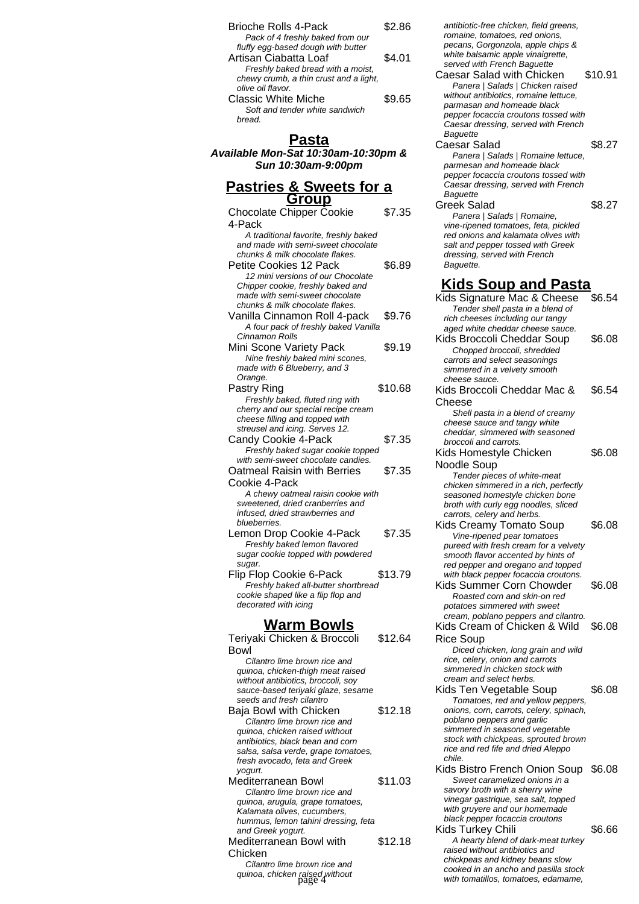Brioche Rolls 4-Pack $2.86
*Pack of 4 freshly baked from our fluffy egg-based dough with butter*

Artisan Ciabatta Loaf $4.01
*Freshly baked bread with a moist, chewy crumb, a thin crust and a light, olive oil flavor.*

Classic White Miche $9.65
*Soft and tender white sandwich bread.*

## Pasta

**Available Mon-Sat 10:30am-10:30pm & Sun 10:30am-9:00pm**

## Pastries & Sweets for a Group

Chocolate Chipper Cookie 4-Pack $7.35
*A traditional favorite, freshly baked and made with semi-sweet chocolate chunks & milk chocolate flakes.*

Petite Cookies 12 Pack $6.89
*12 mini versions of our Chocolate Chipper cookie, freshly baked and made with semi-sweet chocolate chunks & milk chocolate flakes.*

Vanilla Cinnamon Roll 4-pack $9.76
*A four pack of freshly baked Vanilla Cinnamon Rolls*

Mini Scone Variety Pack $9.19
*Nine freshly baked mini scones, made with 6 Blueberry, and 3 Orange.*

Pastry Ring $10.68
*Freshly baked, fluted ring with cherry and our special recipe cream cheese filling and topped with streusel and icing. Serves 12.*

Candy Cookie 4-Pack $7.35
*Freshly baked sugar cookie topped with semi-sweet chocolate candies.*

Oatmeal Raisin with Berries Cookie 4-Pack $7.35
*A chewy oatmeal raisin cookie with sweetened, dried cranberries and infused, dried strawberries and blueberries.*

Lemon Drop Cookie 4-Pack $7.35
*Freshly baked lemon flavored sugar cookie topped with powdered sugar.*

Flip Flop Cookie 6-Pack $13.79
*Freshly baked all-butter shortbread cookie shaped like a flip flop and decorated with icing*

## Warm Bowls

Teriyaki Chicken & Broccoli Bowl $12.64
*Cilantro lime brown rice and quinoa, chicken-thigh meat raised without antibiotics, broccoli, soy sauce-based teriyaki glaze, sesame seeds and fresh cilantro*

Baja Bowl with Chicken $12.18
*Cilantro lime brown rice and quinoa, chicken raised without antibiotics, black bean and corn salsa, salsa verde, grape tomatoes, fresh avocado, feta and Greek yogurt.*

Mediterranean Bowl $11.03
*Cilantro lime brown rice and quinoa, arugula, grape tomatoes, Kalamata olives, cucumbers, hummus, lemon tahini dressing, feta and Greek yogurt.*

Mediterranean Bowl with Chicken $12.18
*Cilantro lime brown rice and quinoa, chicken raised without antibiotic-free chicken, field greens, romaine, tomatoes, red onions, pecans, Gorgonzola, apple chips & white balsamic apple vinaigrette, served with French Baguette*

Caesar Salad with Chicken $10.91
*Panera | Salads | Chicken raised without antibiotics, romaine lettuce, parmasan and homeade black pepper focaccia croutons tossed with Caesar dressing, served with French Baguette*

Caesar Salad $8.27
*Panera | Salads | Romaine lettuce, parmesan and homeade black pepper focaccia croutons tossed with Caesar dressing, served with French Baguette*

Greek Salad $8.27
*Panera | Salads | Romaine, vine-ripened tomatoes, feta, pickled red onions and kalamata olives with salt and pepper tossed with Greek dressing, served with French Baguette.*

## Kids Soup and Pasta

Kids Signature Mac & Cheese $6.54
*Tender shell pasta in a blend of rich cheeses including our tangy aged white cheddar cheese sauce.*

Kids Broccoli Cheddar Soup $6.08
*Chopped broccoli, shredded carrots and select seasonings simmered in a velvety smooth cheese sauce.*

Kids Broccoli Cheddar Mac & Cheese $6.54
*Shell pasta in a blend of creamy cheese sauce and tangy white cheddar, simmered with seasoned broccoli and carrots.*

Kids Homestyle Chicken Noodle Soup $6.08
*Tender pieces of white-meat chicken simmered in a rich, perfectly seasoned homestyle chicken bone broth with curly egg noodles, sliced carrots, celery and herbs.*

Kids Creamy Tomato Soup $6.08
*Vine-ripened pear tomatoes pureed with fresh cream for a velvety smooth flavor accented by hints of red pepper and oregano and topped with black pepper focaccia croutons.*

Kids Summer Corn Chowder $6.08
*Roasted corn and skin-on red potatoes simmered with sweet cream, poblano peppers and cilantro.*

Kids Cream of Chicken & Wild Rice Soup $6.08
*Diced chicken, long grain and wild rice, celery, onion and carrots simmered in chicken stock with cream and select herbs.*

Kids Ten Vegetable Soup $6.08
*Tomatoes, red and yellow peppers, onions, corn, carrots, celery, spinach, poblano peppers and garlic simmered in seasoned vegetable stock with chickpeas, sprouted brown rice and red fife and dried Aleppo chile.*

Kids Bistro French Onion Soup $6.08
*Sweet caramelized onions in a savory broth with a sherry wine vinegar gastrique, sea salt, topped with gruyere and our homemade black pepper focaccia croutons*

Kids Turkey Chili $6.66
*A hearty blend of dark-meat turkey raised without antibiotics and chickpeas and kidney beans slow cooked in an ancho and pasilla stock with tomatillos, tomatoes, edamame,*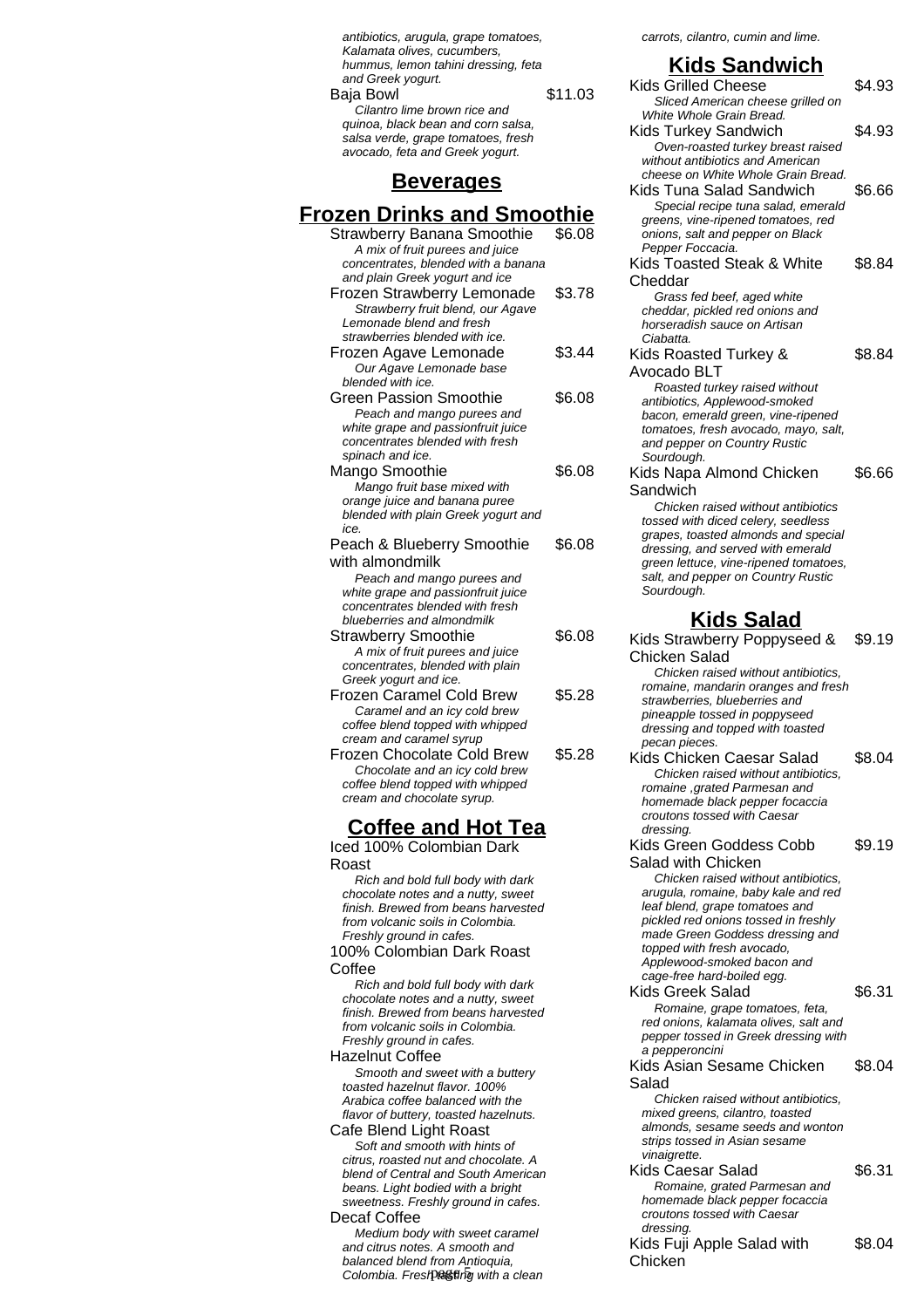antibiotics, arugula, grape tomatoes, Kalamata olives, cucumbers, hummus, lemon tahini dressing, feta and Greek yogurt.

Baja Bowl $11.03

*Cilantro lime brown rice and quinoa, black bean and corn salsa, salsa verde, grape tomatoes, fresh avocado, feta and Greek yogurt.*

## Beverages

## Frozen Drinks and Smoothie

Strawberry Banana Smoothie $6.08

*A mix of fruit purees and juice concentrates, blended with a banana and plain Greek yogurt and ice*

Frozen Strawberry Lemonade $3.78

*Strawberry fruit blend, our Agave Lemonade blend and fresh strawberries blended with ice.*

Frozen Agave Lemonade $3.44

*Our Agave Lemonade base blended with ice.*

Green Passion Smoothie $6.08

*Peach and mango purees and white grape and passionfruit juice concentrates blended with fresh spinach and ice.*

Mango Smoothie $6.08

*Mango fruit base mixed with orange juice and banana puree blended with plain Greek yogurt and ice.*

Peach & Blueberry Smoothie with almondmilk $6.08

*Peach and mango purees and white grape and passionfruit juice concentrates blended with fresh blueberries and almondmilk*

Strawberry Smoothie $6.08

*A mix of fruit purees and juice concentrates, blended with plain Greek yogurt and ice.*

Frozen Caramel Cold Brew $5.28

*Caramel and an icy cold brew coffee blend topped with whipped cream and caramel syrup*

Frozen Chocolate Cold Brew $5.28

*Chocolate and an icy cold brew coffee blend topped with whipped cream and chocolate syrup.*

## Coffee and Hot Tea

Iced 100% Colombian Dark Roast

*Rich and bold full body with dark chocolate notes and a nutty, sweet finish. Brewed from beans harvested from volcanic soils in Colombia. Freshly ground in cafes.*

100% Colombian Dark Roast Coffee

*Rich and bold full body with dark chocolate notes and a nutty, sweet finish. Brewed from beans harvested from volcanic soils in Colombia. Freshly ground in cafes.*

Hazelnut Coffee

*Smooth and sweet with a buttery toasted hazelnut flavor. 100% Arabica coffee balanced with the flavor of buttery, toasted hazelnuts.*

Cafe Blend Light Roast

*Soft and smooth with hints of citrus, roasted nut and chocolate. A blend of Central and South American beans. Light bodied with a bright sweetness. Freshly ground in cafes.*

Decaf Coffee

*Medium body with sweet caramel and citrus notes. A smooth and balanced blend from Antioquia, Colombia. Fresh tasting with a clean*

*carrots, cilantro, cumin and lime.*

## Kids Sandwich

Kids Grilled Cheese $4.93

*Sliced American cheese grilled on White Whole Grain Bread.*

Kids Turkey Sandwich $4.93

*Oven-roasted turkey breast raised without antibiotics and American cheese on White Whole Grain Bread.*

Kids Tuna Salad Sandwich $6.66

*Special recipe tuna salad, emerald greens, vine-ripened tomatoes, red onions, salt and pepper on Black Pepper Foccacia.*

Kids Toasted Steak & White Cheddar $8.84

*Grass fed beef, aged white cheddar, pickled red onions and horseradish sauce on Artisan Ciabatta.*

Kids Roasted Turkey & Avocado BLT $8.84

*Roasted turkey raised without antibiotics, Applewood-smoked bacon, emerald green, vine-ripened tomatoes, fresh avocado, mayo, salt, and pepper on Country Rustic Sourdough.*

Kids Napa Almond Chicken Sandwich $6.66

*Chicken raised without antibiotics tossed with diced celery, seedless grapes, toasted almonds and special dressing, and served with emerald green lettuce, vine-ripened tomatoes, salt, and pepper on Country Rustic Sourdough.*

## Kids Salad

Kids Strawberry Poppyseed & Chicken Salad $9.19

*Chicken raised without antibiotics, romaine, mandarin oranges and fresh strawberries, blueberries and pineapple tossed in poppyseed dressing and topped with toasted pecan pieces.*

Kids Chicken Caesar Salad $8.04

*Chicken raised without antibiotics, romaine ,grated Parmesan and homemade black pepper focaccia croutons tossed with Caesar dressing.*

Kids Green Goddess Cobb Salad with Chicken $9.19

*Chicken raised without antibiotics, arugula, romaine, baby kale and red leaf blend, grape tomatoes and pickled red onions tossed in freshly made Green Goddess dressing and topped with fresh avocado, Applewood-smoked bacon and cage-free hard-boiled egg.*

Kids Greek Salad $6.31

*Romaine, grape tomatoes, feta, red onions, kalamata olives, salt and pepper tossed in Greek dressing with a pepperoncini*

Kids Asian Sesame Chicken Salad $8.04

*Chicken raised without antibiotics, mixed greens, cilantro, toasted almonds, sesame seeds and wonton strips tossed in Asian sesame vinaigrette.*

Kids Caesar Salad $6.31

*Romaine, grated Parmesan and homemade black pepper focaccia croutons tossed with Caesar dressing.*

Kids Fuji Apple Salad with Chicken $8.04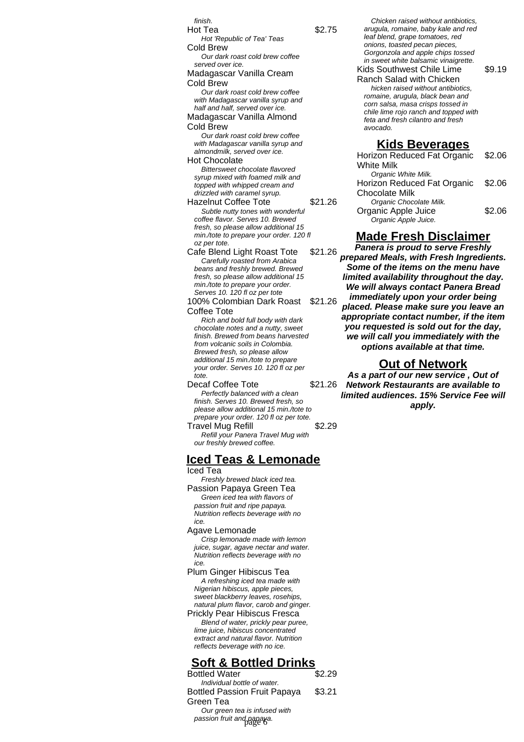finish.

Hot Tea $2.75

*Hot 'Republic of Tea' Teas*

Cold Brew

*Our dark roast cold brew coffee served over ice.*

Madagascar Vanilla Cream Cold Brew

*Our dark roast cold brew coffee with Madagascar vanilla syrup and half and half, served over ice.*

Madagascar Vanilla Almond Cold Brew

*Our dark roast cold brew coffee with Madagascar vanilla syrup and almondmilk, served over ice.*

Hot Chocolate

*Bittersweet chocolate flavored syrup mixed with foamed milk and topped with whipped cream and drizzled with caramel syrup.*

Hazelnut Coffee Tote $21.26

*Subtle nutty tones with wonderful coffee flavor. Serves 10. Brewed fresh, so please allow additional 15 min./tote to prepare your order. 120 fl oz per tote.*

Cafe Blend Light Roast Tote $21.26

*Carefully roasted from Arabica beans and freshly brewed. Brewed fresh, so please allow additional 15 min./tote to prepare your order. Serves 10. 120 fl oz per tote*

100% Colombian Dark Roast Coffee Tote $21.26

*Rich and bold full body with dark chocolate notes and a nutty, sweet finish. Brewed from beans harvested from volcanic soils in Colombia. Brewed fresh, so please allow additional 15 min./tote to prepare your order. Serves 10. 120 fl oz per tote.*

Decaf Coffee Tote $21.26

*Perfectly balanced with a clean finish. Serves 10. Brewed fresh, so please allow additional 15 min./tote to prepare your order. 120 fl oz per tote.*

Travel Mug Refill $2.29

*Refill your Panera Travel Mug with our freshly brewed coffee.*

## Iced Teas & Lemonade

Iced Tea

*Freshly brewed black iced tea.*

Passion Papaya Green Tea

*Green iced tea with flavors of passion fruit and ripe papaya. Nutrition reflects beverage with no ice.*

Agave Lemonade

*Crisp lemonade made with lemon juice, sugar, agave nectar and water. Nutrition reflects beverage with no ice.*

Plum Ginger Hibiscus Tea

*A refreshing iced tea made with Nigerian hibiscus, apple pieces, sweet blackberry leaves, rosehips, natural plum flavor, carob and ginger.*

Prickly Pear Hibiscus Fresca

*Blend of water, prickly pear puree, lime juice, hibiscus concentrated extract and natural flavor. Nutrition reflects beverage with no ice.*

## Soft & Bottled Drinks

Bottled Water $2.29

*Individual bottle of water.*

Bottled Passion Fruit Papaya Green Tea $3.21

*Our green tea is infused with passion fruit and papaya.*

*Chicken raised without antibiotics, arugula, romaine, baby kale and red leaf blend, grape tomatoes, red onions, toasted pecan pieces, Gorgonzola and apple chips tossed in sweet white balsamic vinaigrette.*

Kids Southwest Chile Lime Ranch Salad with Chicken $9.19

*hicken raised without antibiotics, romaine, arugula, black bean and corn salsa, masa crisps tossed in chile lime rojo ranch and topped with feta and fresh cilantro and fresh avocado.*

## Kids Beverages

Horizon Reduced Fat Organic White Milk $2.06

*Organic White Milk.*

Horizon Reduced Fat Organic Chocolate Milk $2.06

*Organic Chocolate Milk.*

Organic Apple Juice $2.06

*Organic Apple Juice.*

## Made Fresh Disclaimer

***Panera is proud to serve Freshly prepared Meals, with Fresh Ingredients. Some of the items on the menu have limited availability throughout the day. We will always contact Panera Bread immediately upon your order being placed. Please make sure you leave an appropriate contact number, if the item you requested is sold out for the day, we will call you immediately with the options available at that time.***

## Out of Network

***As a part of our new service , Out of Network Restaurants are available to limited audiences. 15% Service Fee will apply.***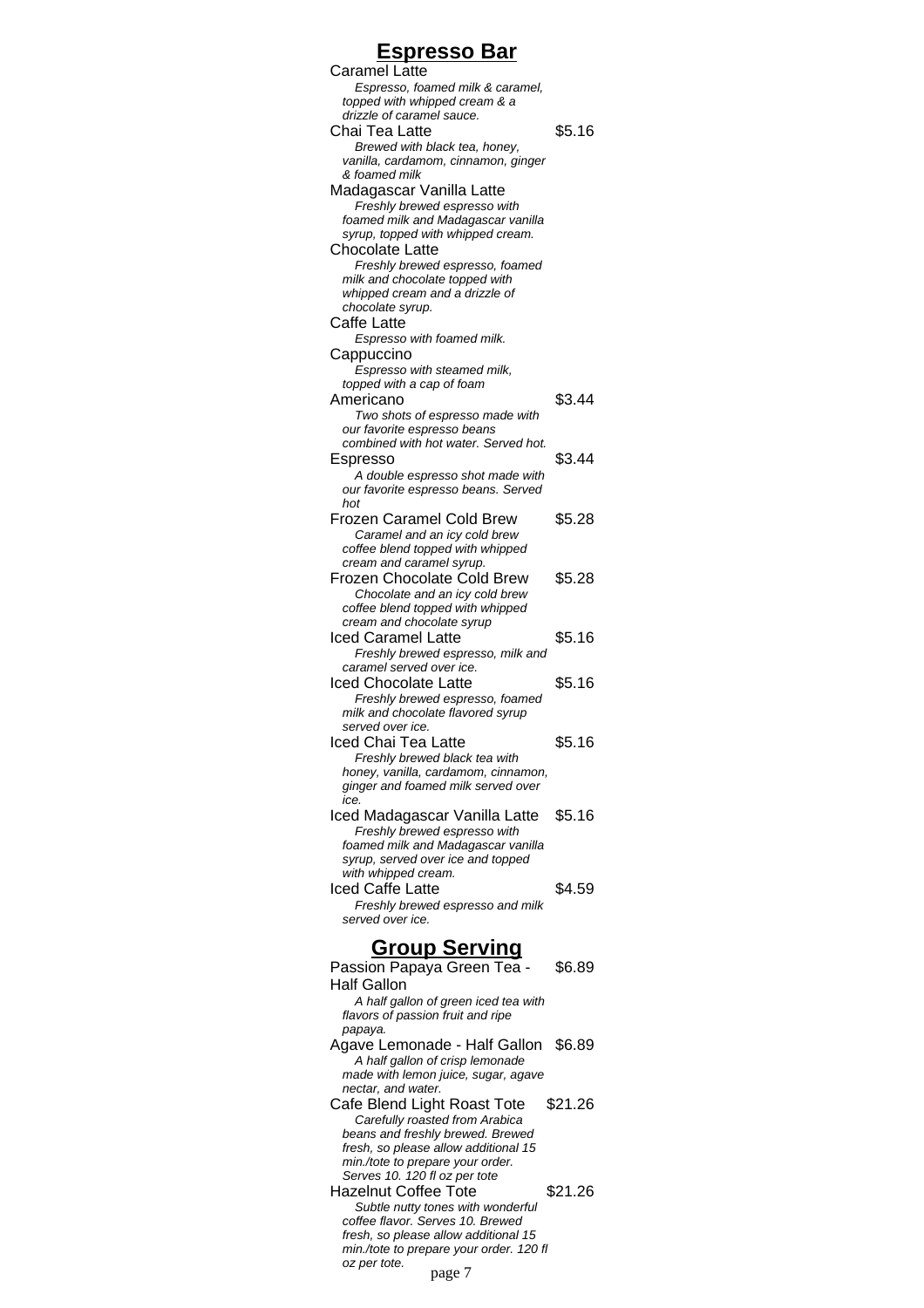## Espresso Bar

**Caramel Latte**
*Espresso, foamed milk & caramel, topped with whipped cream & a drizzle of caramel sauce.*

**Chai Tea Latte** — $5.16
*Brewed with black tea, honey, vanilla, cardamom, cinnamon, ginger & foamed milk*

**Madagascar Vanilla Latte**
*Freshly brewed espresso with foamed milk and Madagascar vanilla syrup, topped with whipped cream.*

**Chocolate Latte**
*Freshly brewed espresso, foamed milk and chocolate topped with whipped cream and a drizzle of chocolate syrup.*

**Caffe Latte**
*Espresso with foamed milk.*

**Cappuccino**
*Espresso with steamed milk, topped with a cap of foam*

**Americano** — $3.44
*Two shots of espresso made with our favorite espresso beans combined with hot water. Served hot.*

**Espresso** — $3.44
*A double espresso shot made with our favorite espresso beans. Served hot*

**Frozen Caramel Cold Brew** — $5.28
*Caramel and an icy cold brew coffee blend topped with whipped cream and caramel syrup.*

**Frozen Chocolate Cold Brew** — $5.28
*Chocolate and an icy cold brew coffee blend topped with whipped cream and chocolate syrup*

**Iced Caramel Latte** — $5.16
*Freshly brewed espresso, milk and caramel served over ice.*

**Iced Chocolate Latte** — $5.16
*Freshly brewed espresso, foamed milk and chocolate flavored syrup served over ice.*

**Iced Chai Tea Latte** — $5.16
*Freshly brewed black tea with honey, vanilla, cardamom, cinnamon, ginger and foamed milk served over ice.*

**Iced Madagascar Vanilla Latte** — $5.16
*Freshly brewed espresso with foamed milk and Madagascar vanilla syrup, served over ice and topped with whipped cream.*

**Iced Caffe Latte** — $4.59
*Freshly brewed espresso and milk served over ice.*

## Group Serving

**Passion Papaya Green Tea - Half Gallon** — $6.89
*A half gallon of green iced tea with flavors of passion fruit and ripe papaya.*

**Agave Lemonade - Half Gallon** — $6.89
*A half gallon of crisp lemonade made with lemon juice, sugar, agave nectar, and water.*

**Cafe Blend Light Roast Tote** — $21.26
*Carefully roasted from Arabica beans and freshly brewed. Brewed fresh, so please allow additional 15 min./tote to prepare your order. Serves 10. 120 fl oz per tote*

**Hazelnut Coffee Tote** — $21.26
*Subtle nutty tones with wonderful coffee flavor. Serves 10. Brewed fresh, so please allow additional 15 min./tote to prepare your order. 120 fl oz per tote.*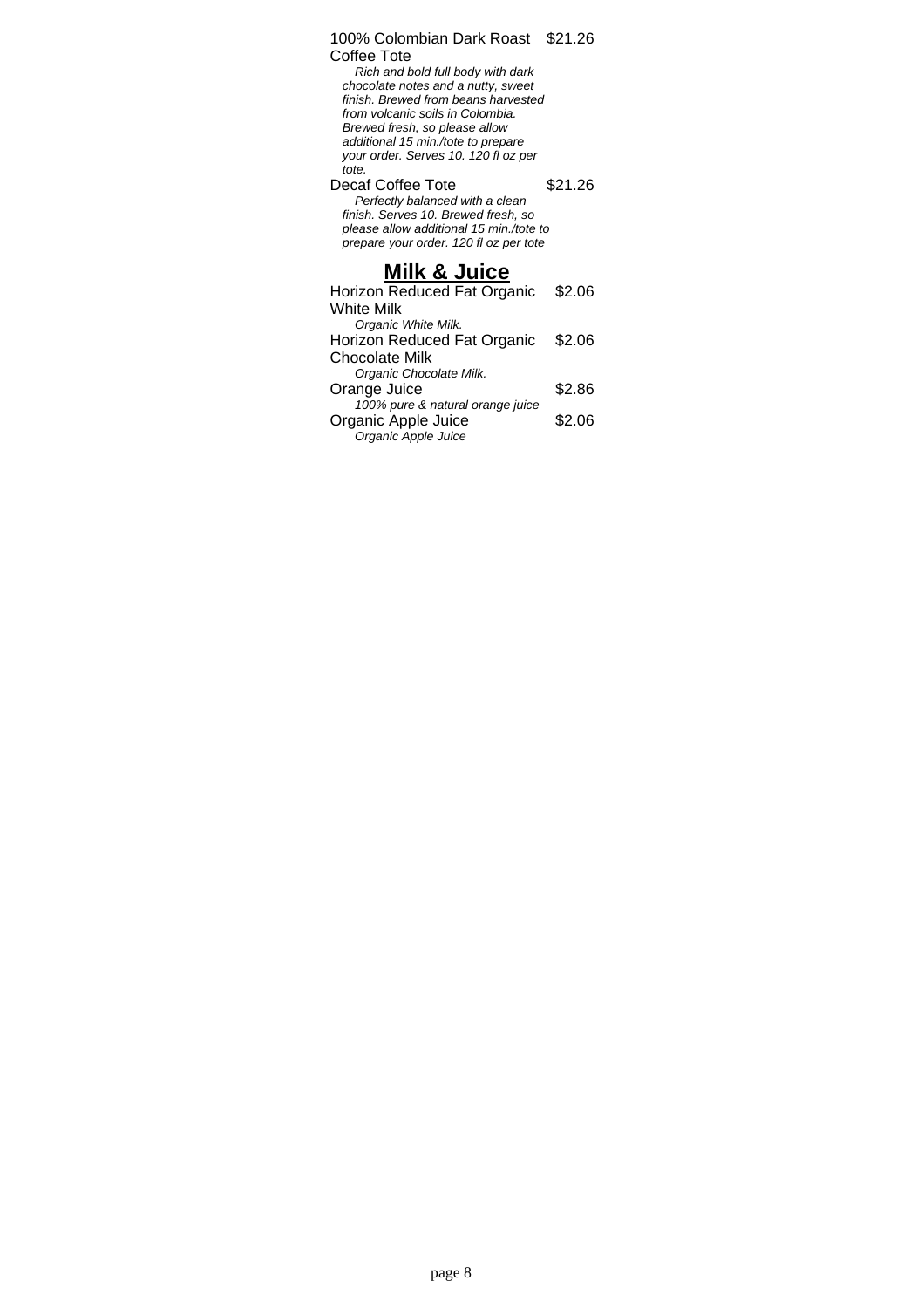100% Colombian Dark Roast Coffee Tote $21.26

*Rich and bold full body with dark chocolate notes and a nutty, sweet finish. Brewed from beans harvested from volcanic soils in Colombia. Brewed fresh, so please allow additional 15 min./tote to prepare your order. Serves 10. 120 fl oz per tote.*

Decaf Coffee Tote $21.26

*Perfectly balanced with a clean finish. Serves 10. Brewed fresh, so please allow additional 15 min./tote to prepare your order. 120 fl oz per tote*

## Milk & Juice

Horizon Reduced Fat Organic White Milk $2.06

*Organic White Milk.*

Horizon Reduced Fat Organic Chocolate Milk $2.06

*Organic Chocolate Milk.*

Orange Juice $2.86

*100% pure & natural orange juice*

Organic Apple Juice $2.06

*Organic Apple Juice*